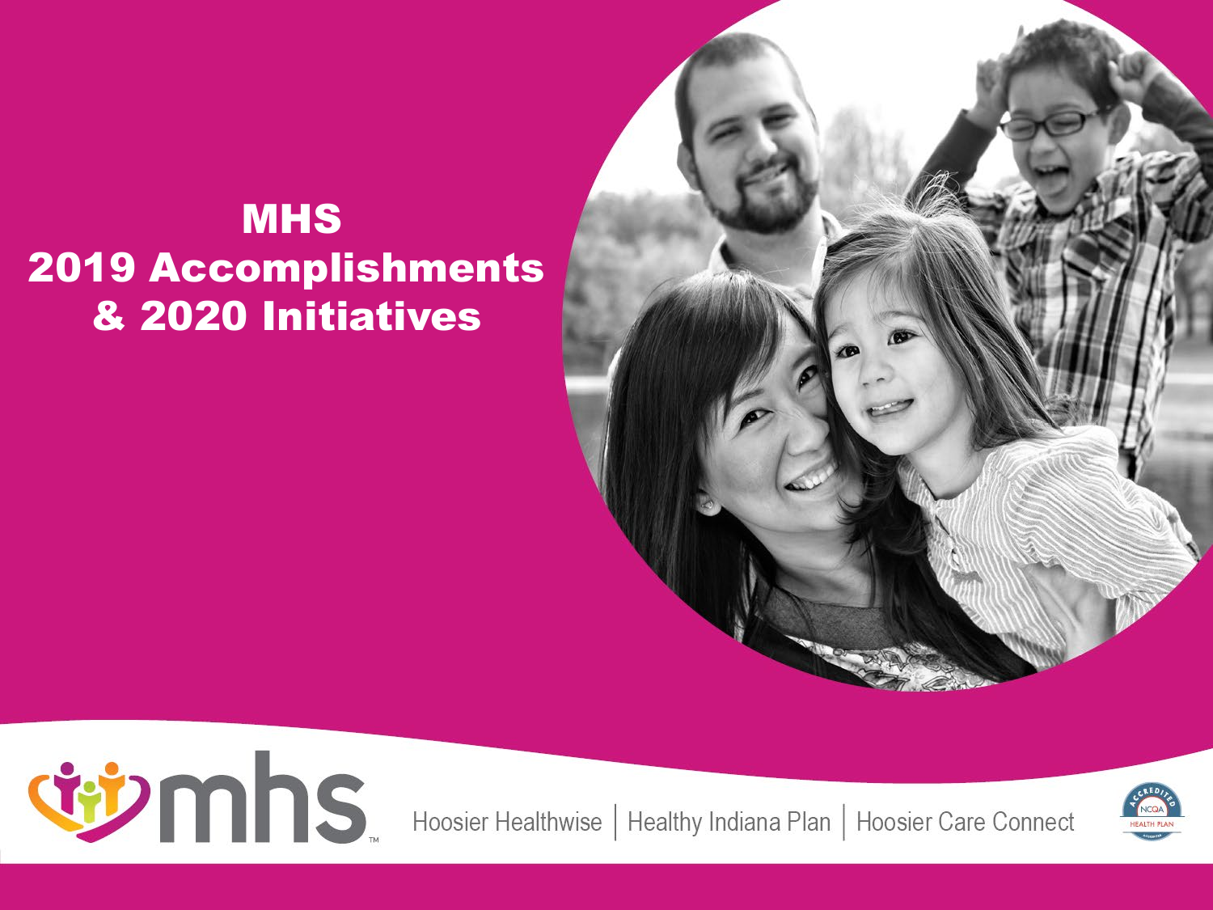# MHS 2019 Accomplishments & 2020 Initiatives

mhs

Hoosier Healthwise | Healthy Indiana Plan | Hoosier Care Connect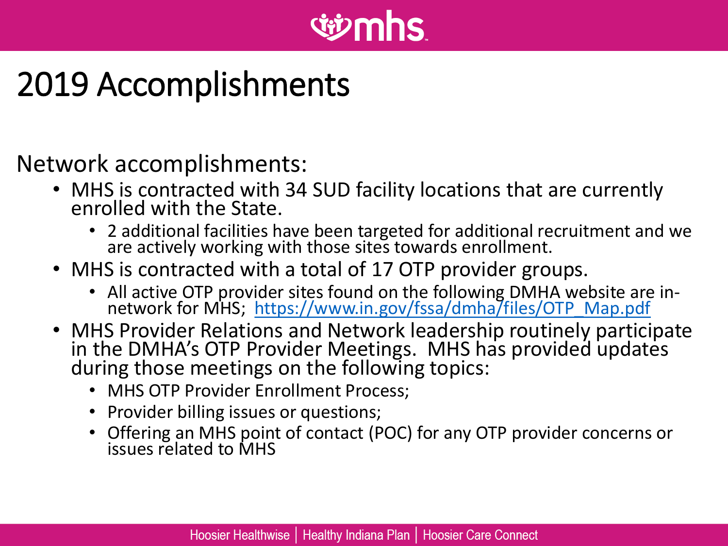# 2019 Accomplishments

Network accomplishments:

- MHS is contracted with 34 SUD facility locations that are currently enrolled with the State.
  - 2 additional facilities have been targeted for additional recruitment and we are actively working with those sites towards enrollment.
- MHS is contracted with a total of 17 OTP provider groups.
  - All active OTP provider sites found on the following DMHA website are in-network for MHS; https://www.in.gov/fssa/dmha/files/OTP_Map.pdf
- MHS Provider Relations and Network leadership routinely participate in the DMHA's OTP Provider Meetings. MHS has provided updates during those meetings on the following topics:
  - MHS OTP Provider Enrollment Process;
  - Provider billing issues or questions;
  - Offering an MHS point of contact (POC) for any OTP provider concerns or issues related to MHS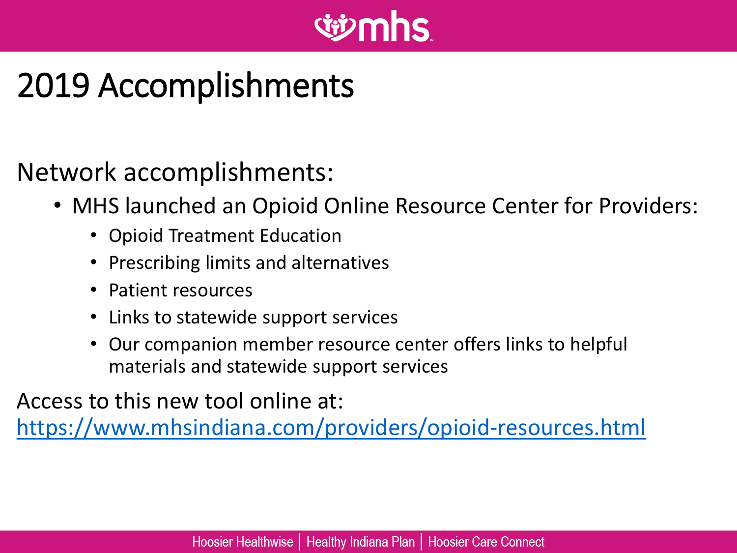# 2019 Accomplishments

Network accomplishments:

- MHS launched an Opioid Online Resource Center for Providers:
  - Opioid Treatment Education
  - Prescribing limits and alternatives
  - Patient resources
  - Links to statewide support services
  - Our companion member resource center offers links to helpful materials and statewide support services

Access to this new tool online at:
https://www.mhsindiana.com/providers/opioid-resources.html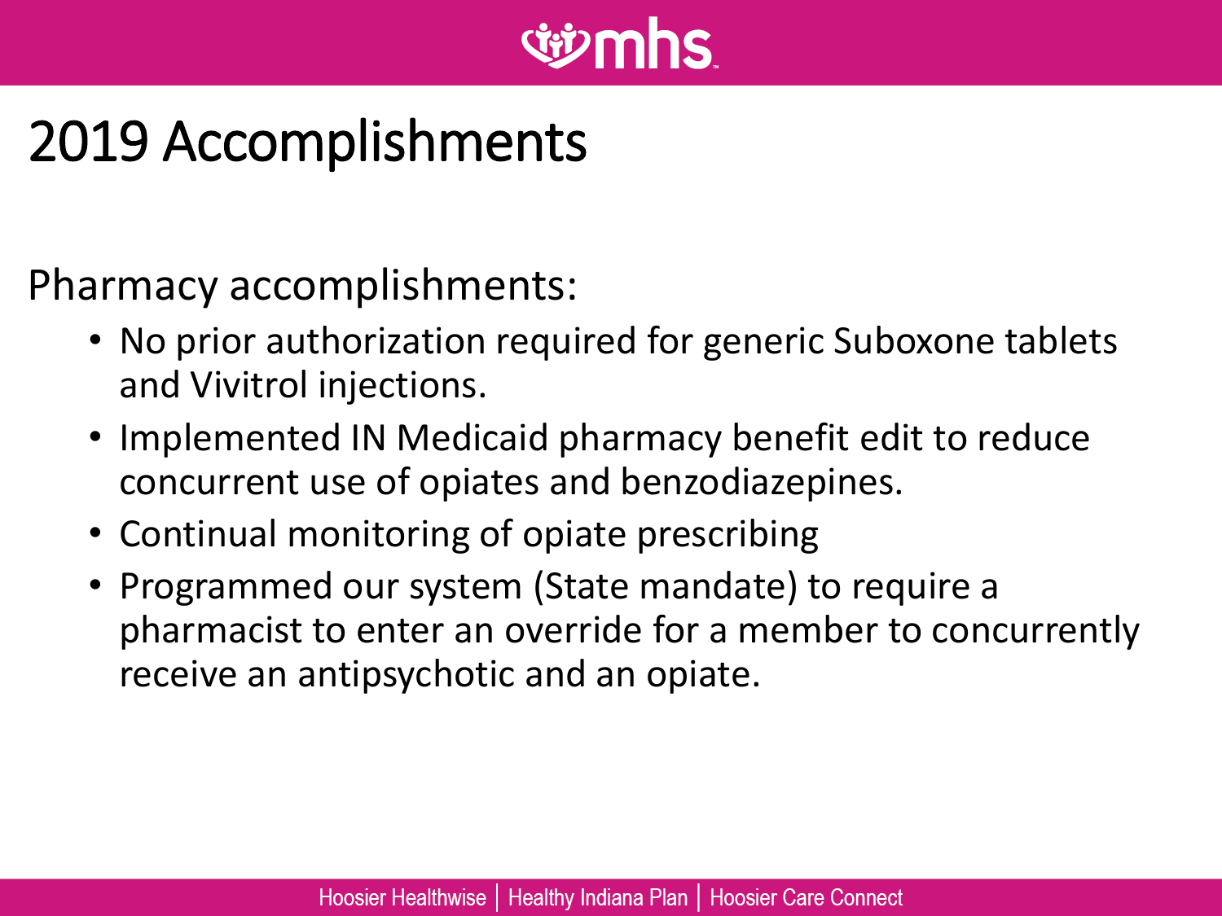# 2019 Accomplishments

Pharmacy accomplishments:

- No prior authorization required for generic Suboxone tablets and Vivitrol injections.
- Implemented IN Medicaid pharmacy benefit edit to reduce concurrent use of opiates and benzodiazepines.
- Continual monitoring of opiate prescribing
- Programmed our system (State mandate) to require a pharmacist to enter an override for a member to concurrently receive an antipsychotic and an opiate.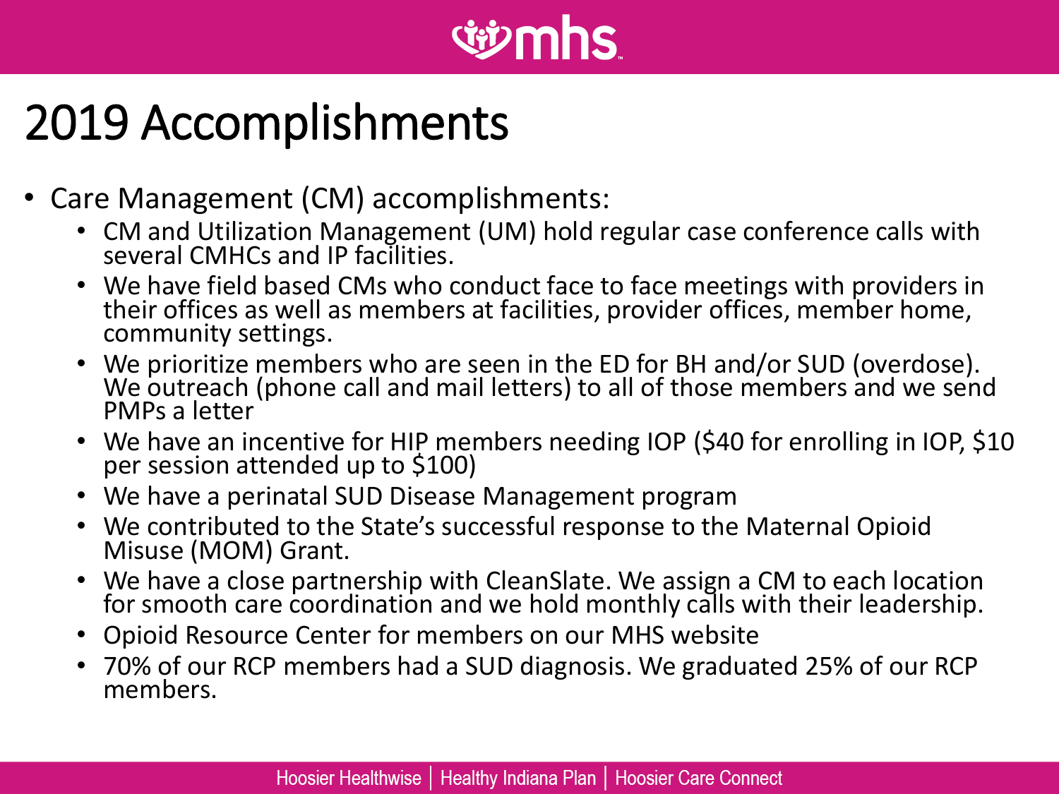# 2019 Accomplishments

- Care Management (CM) accomplishments:
  - CM and Utilization Management (UM) hold regular case conference calls with several CMHCs and IP facilities.
  - We have field based CMs who conduct face to face meetings with providers in their offices as well as members at facilities, provider offices, member home, community settings.
  - We prioritize members who are seen in the ED for BH and/or SUD (overdose). We outreach (phone call and mail letters) to all of those members and we send PMPs a letter
  - We have an incentive for HIP members needing IOP ($40 for enrolling in IOP, $10 per session attended up to $100)
  - We have a perinatal SUD Disease Management program
  - We contributed to the State's successful response to the Maternal Opioid Misuse (MOM) Grant.
  - We have a close partnership with CleanSlate. We assign a CM to each location for smooth care coordination and we hold monthly calls with their leadership.
  - Opioid Resource Center for members on our MHS website
  - 70% of our RCP members had a SUD diagnosis. We graduated 25% of our RCP members.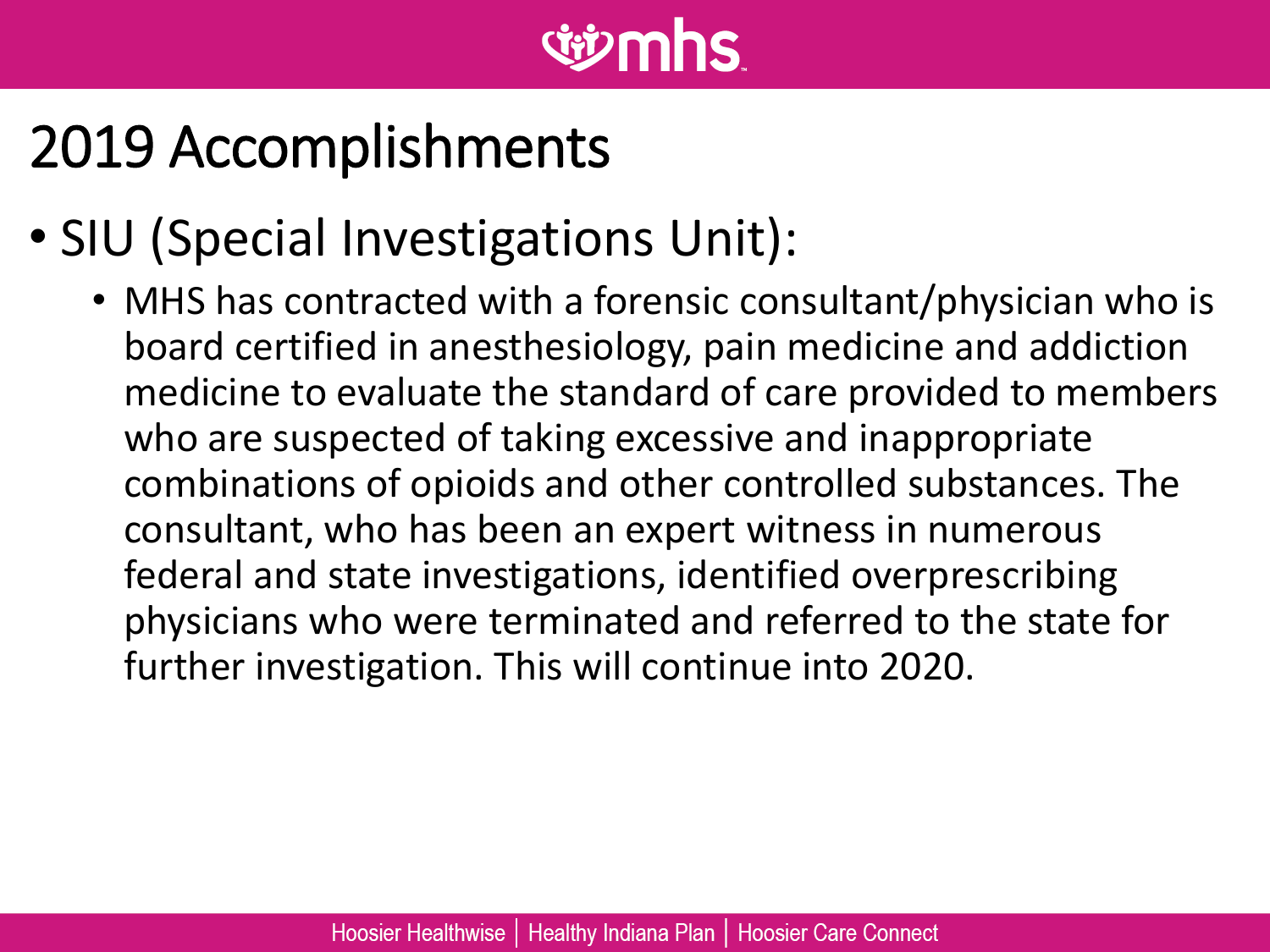# 2019 Accomplishments

- SIU (Special Investigations Unit):
  - MHS has contracted with a forensic consultant/physician who is board certified in anesthesiology, pain medicine and addiction medicine to evaluate the standard of care provided to members who are suspected of taking excessive and inappropriate combinations of opioids and other controlled substances. The consultant, who has been an expert witness in numerous federal and state investigations, identified overprescribing physicians who were terminated and referred to the state for further investigation. This will continue into 2020.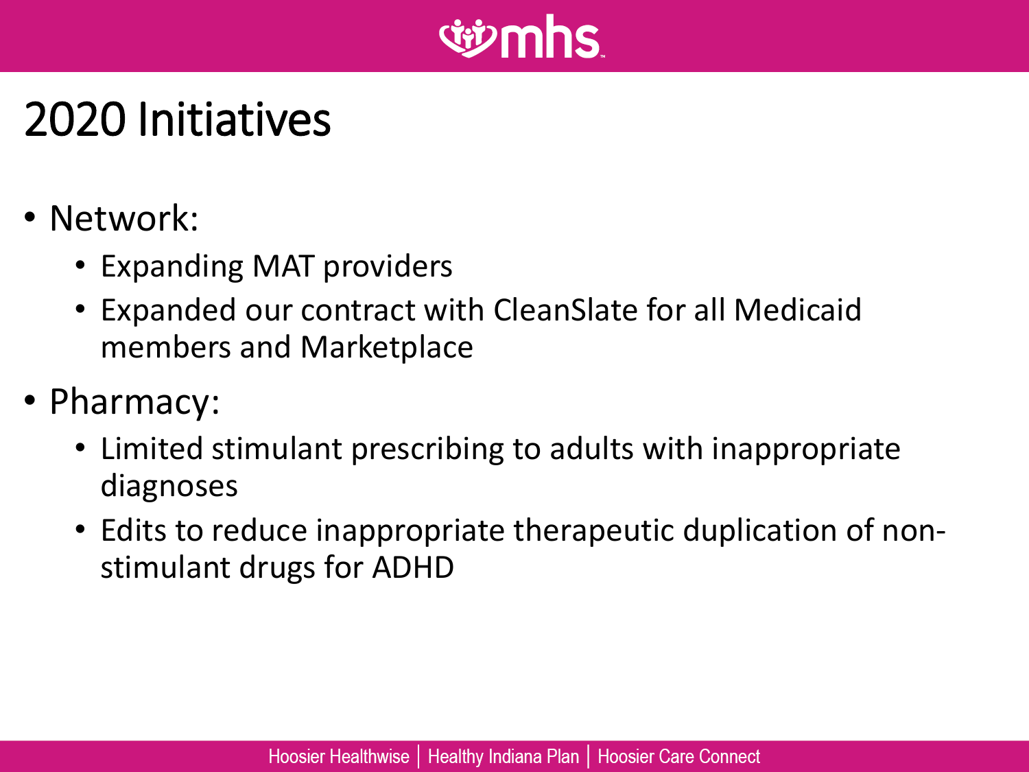# 2020 Initiatives

- Network:
  - Expanding MAT providers
  - Expanded our contract with CleanSlate for all Medicaid members and Marketplace
- Pharmacy:
  - Limited stimulant prescribing to adults with inappropriate diagnoses
  - Edits to reduce inappropriate therapeutic duplication of non-stimulant drugs for ADHD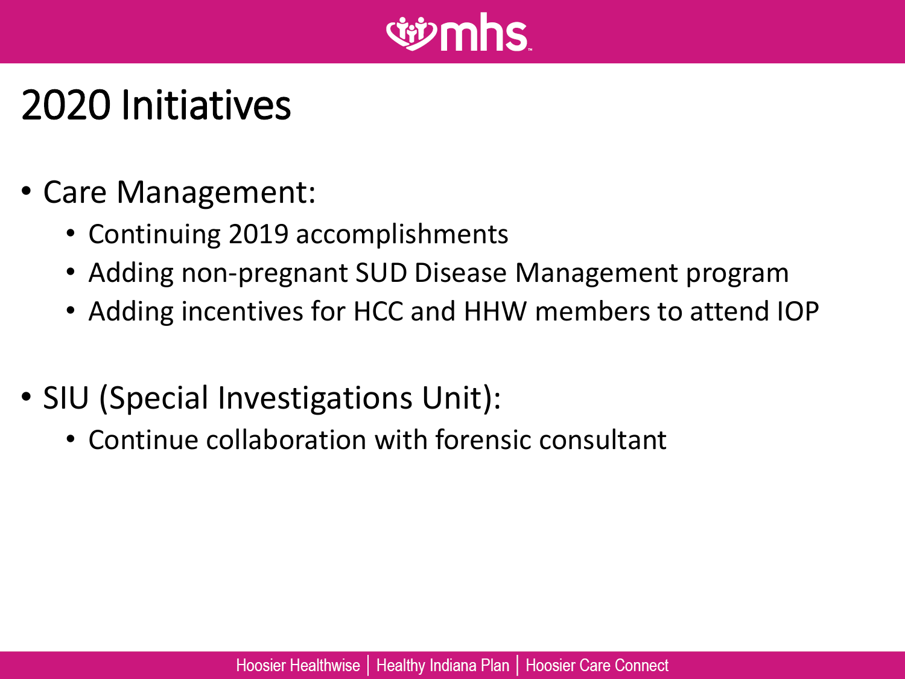# 2020 Initiatives

- Care Management:
  - Continuing 2019 accomplishments
  - Adding non-pregnant SUD Disease Management program
  - Adding incentives for HCC and HHW members to attend IOP
- SIU (Special Investigations Unit):
  - Continue collaboration with forensic consultant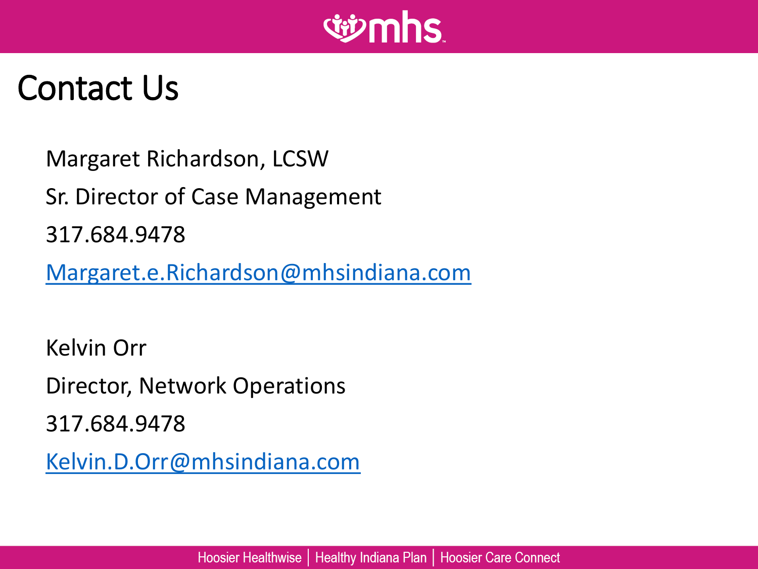# Contact Us

Margaret Richardson, LCSW

Sr. Director of Case Management

317.684.9478

Margaret.e.Richardson@mhsindiana.com

Kelvin Orr

Director, Network Operations

317.684.9478

Kelvin.D.Orr@mhsindiana.com